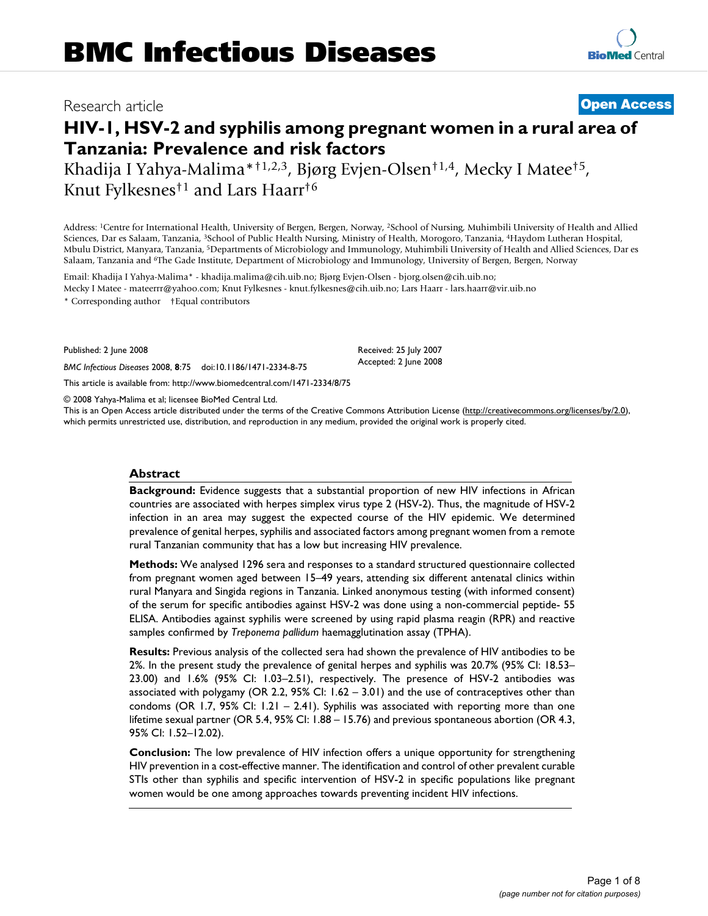# BMC Infectious Diseases

Research article **Open Access**

# HIV-1, HSV-2 and syphilis among pregnant women in a rural area of Tanzania: Prevalence and risk factors

Khadija I Yahya-Malima*†[1,2,3], Bjørg Evjen-Olsen†[1,4], Mecky I Matee†[5], Knut Fylkesnes†[1] and Lars Haarr†[6]

Address: [1]Centre for International Health, University of Bergen, Bergen, Norway, [2]School of Nursing, Muhimbili University of Health and Allied Sciences, Dar es Salaam, Tanzania, [3]School of Public Health Nursing, Ministry of Health, Morogoro, Tanzania, [4]Haydom Lutheran Hospital, Mbulu District, Manyara, Tanzania, [5]Departments of Microbiology and Immunology, Muhimbili University of Health and Allied Sciences, Dar es Salaam, Tanzania and [6]The Gade Institute, Department of Microbiology and Immunology, University of Bergen, Bergen, Norway

Email: Khadija I Yahya-Malima* - khadija.malima@cih.uib.no; Bjørg Evjen-Olsen - bjorg.olsen@cih.uib.no; Mecky I Matee - mateeerrr@yahoo.com; Knut Fylkesnes - knut.fylkesnes@cih.uib.no; Lars Haarr - lars.haarr@vir.uib.no

\* Corresponding author † Equal contributors

Published: 2 June 2008

*BMC Infectious Diseases* 2008, **8**:75 doi:10.1186/1471-2334-8-75

Received: 25 July 2007
Accepted: 2 June 2008

This article is available from: http://www.biomedcentral.com/1471-2334/8/75

© 2008 Yahya-Malima et al; licensee BioMed Central Ltd.

This is an Open Access article distributed under the terms of the Creative Commons Attribution License (http://creativecommons.org/licenses/by/2.0), which permits unrestricted use, distribution, and reproduction in any medium, provided the original work is properly cited.

## Abstract

**Background:** Evidence suggests that a substantial proportion of new HIV infections in African countries are associated with herpes simplex virus type 2 (HSV-2). Thus, the magnitude of HSV-2 infection in an area may suggest the expected course of the HIV epidemic. We determined prevalence of genital herpes, syphilis and associated factors among pregnant women from a remote rural Tanzanian community that has a low but increasing HIV prevalence.

**Methods:** We analysed 1296 sera and responses to a standard structured questionnaire collected from pregnant women aged between 15–49 years, attending six different antenatal clinics within rural Manyara and Singida regions in Tanzania. Linked anonymous testing (with informed consent) of the serum for specific antibodies against HSV-2 was done using a non-commercial peptide- 55 ELISA. Antibodies against syphilis were screened by using rapid plasma reagin (RPR) and reactive samples confirmed by *Treponema pallidum* haemagglutination assay (TPHA).

**Results:** Previous analysis of the collected sera had shown the prevalence of HIV antibodies to be 2%. In the present study the prevalence of genital herpes and syphilis was 20.7% (95% CI: 18.53–23.00) and 1.6% (95% CI: 1.03–2.51), respectively. The presence of HSV-2 antibodies was associated with polygamy (OR 2.2, 95% CI: 1.62 – 3.01) and the use of contraceptives other than condoms (OR 1.7, 95% CI: 1.21 – 2.41). Syphilis was associated with reporting more than one lifetime sexual partner (OR 5.4, 95% CI: 1.88 – 15.76) and previous spontaneous abortion (OR 4.3, 95% CI: 1.52–12.02).

**Conclusion:** The low prevalence of HIV infection offers a unique opportunity for strengthening HIV prevention in a cost-effective manner. The identification and control of other prevalent curable STIs other than syphilis and specific intervention of HSV-2 in specific populations like pregnant women would be one among approaches towards preventing incident HIV infections.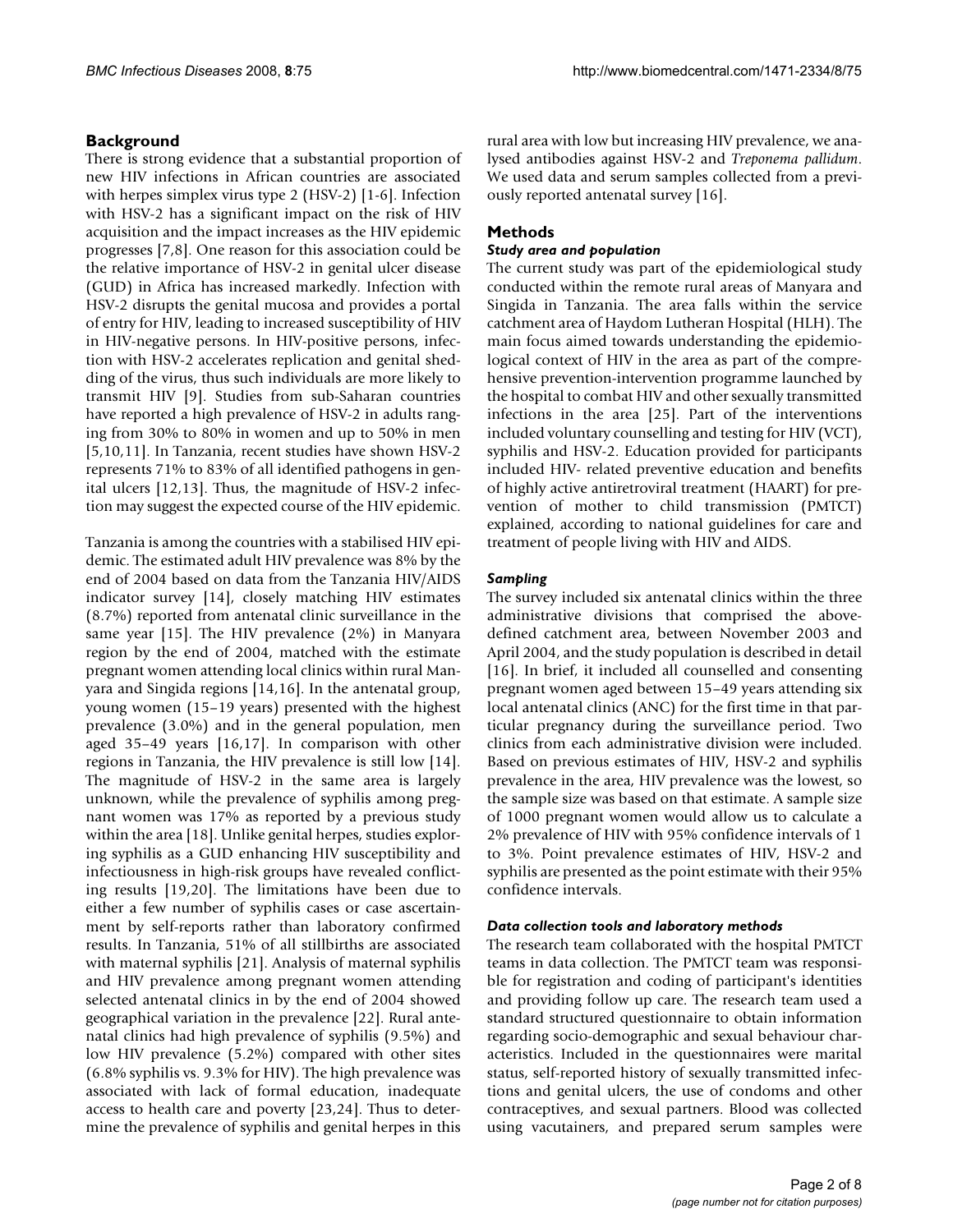## Background

There is strong evidence that a substantial proportion of new HIV infections in African countries are associated with herpes simplex virus type 2 (HSV-2) [1-6]. Infection with HSV-2 has a significant impact on the risk of HIV acquisition and the impact increases as the HIV epidemic progresses [7,8]. One reason for this association could be the relative importance of HSV-2 in genital ulcer disease (GUD) in Africa has increased markedly. Infection with HSV-2 disrupts the genital mucosa and provides a portal of entry for HIV, leading to increased susceptibility of HIV in HIV-negative persons. In HIV-positive persons, infection with HSV-2 accelerates replication and genital shedding of the virus, thus such individuals are more likely to transmit HIV [9]. Studies from sub-Saharan countries have reported a high prevalence of HSV-2 in adults ranging from 30% to 80% in women and up to 50% in men [5,10,11]. In Tanzania, recent studies have shown HSV-2 represents 71% to 83% of all identified pathogens in genital ulcers [12,13]. Thus, the magnitude of HSV-2 infection may suggest the expected course of the HIV epidemic.

Tanzania is among the countries with a stabilised HIV epidemic. The estimated adult HIV prevalence was 8% by the end of 2004 based on data from the Tanzania HIV/AIDS indicator survey [14], closely matching HIV estimates (8.7%) reported from antenatal clinic surveillance in the same year [15]. The HIV prevalence (2%) in Manyara region by the end of 2004, matched with the estimate pregnant women attending local clinics within rural Manyara and Singida regions [14,16]. In the antenatal group, young women (15–19 years) presented with the highest prevalence (3.0%) and in the general population, men aged 35–49 years [16,17]. In comparison with other regions in Tanzania, the HIV prevalence is still low [14]. The magnitude of HSV-2 in the same area is largely unknown, while the prevalence of syphilis among pregnant women was 17% as reported by a previous study within the area [18]. Unlike genital herpes, studies exploring syphilis as a GUD enhancing HIV susceptibility and infectiousness in high-risk groups have revealed conflicting results [19,20]. The limitations have been due to either a few number of syphilis cases or case ascertainment by self-reports rather than laboratory confirmed results. In Tanzania, 51% of all stillbirths are associated with maternal syphilis [21]. Analysis of maternal syphilis and HIV prevalence among pregnant women attending selected antenatal clinics in by the end of 2004 showed geographical variation in the prevalence [22]. Rural antenatal clinics had high prevalence of syphilis (9.5%) and low HIV prevalence (5.2%) compared with other sites (6.8% syphilis vs. 9.3% for HIV). The high prevalence was associated with lack of formal education, inadequate access to health care and poverty [23,24]. Thus to determine the prevalence of syphilis and genital herpes in this rural area with low but increasing HIV prevalence, we analysed antibodies against HSV-2 and *Treponema pallidum*. We used data and serum samples collected from a previously reported antenatal survey [16].

## Methods

### *Study area and population*

The current study was part of the epidemiological study conducted within the remote rural areas of Manyara and Singida in Tanzania. The area falls within the service catchment area of Haydom Lutheran Hospital (HLH). The main focus aimed towards understanding the epidemiological context of HIV in the area as part of the comprehensive prevention-intervention programme launched by the hospital to combat HIV and other sexually transmitted infections in the area [25]. Part of the interventions included voluntary counselling and testing for HIV (VCT), syphilis and HSV-2. Education provided for participants included HIV- related preventive education and benefits of highly active antiretroviral treatment (HAART) for prevention of mother to child transmission (PMTCT) explained, according to national guidelines for care and treatment of people living with HIV and AIDS.

### *Sampling*

The survey included six antenatal clinics within the three administrative divisions that comprised the above-defined catchment area, between November 2003 and April 2004, and the study population is described in detail [16]. In brief, it included all counselled and consenting pregnant women aged between 15–49 years attending six local antenatal clinics (ANC) for the first time in that particular pregnancy during the surveillance period. Two clinics from each administrative division were included. Based on previous estimates of HIV, HSV-2 and syphilis prevalence in the area, HIV prevalence was the lowest, so the sample size was based on that estimate. A sample size of 1000 pregnant women would allow us to calculate a 2% prevalence of HIV with 95% confidence intervals of 1 to 3%. Point prevalence estimates of HIV, HSV-2 and syphilis are presented as the point estimate with their 95% confidence intervals.

### *Data collection tools and laboratory methods*

The research team collaborated with the hospital PMTCT teams in data collection. The PMTCT team was responsible for registration and coding of participant's identities and providing follow up care. The research team used a standard structured questionnaire to obtain information regarding socio-demographic and sexual behaviour characteristics. Included in the questionnaires were marital status, self-reported history of sexually transmitted infections and genital ulcers, the use of condoms and other contraceptives, and sexual partners. Blood was collected using vacutainers, and prepared serum samples were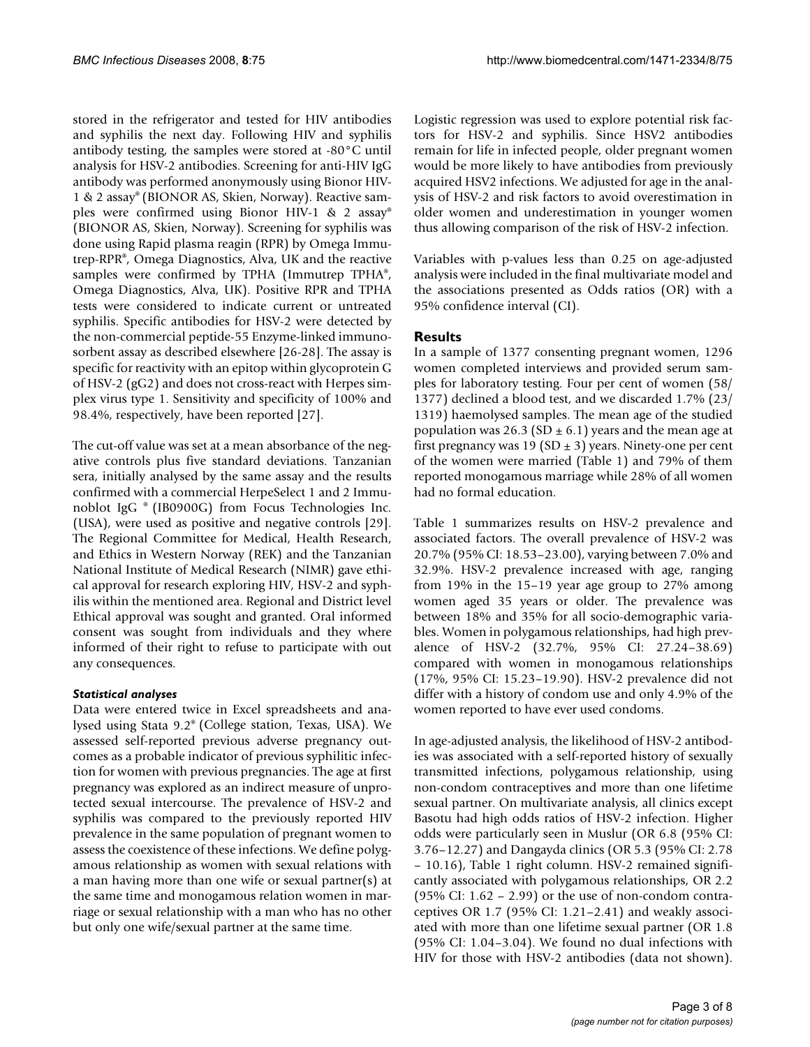stored in the refrigerator and tested for HIV antibodies and syphilis the next day. Following HIV and syphilis antibody testing, the samples were stored at -80°C until analysis for HSV-2 antibodies. Screening for anti-HIV IgG antibody was performed anonymously using Bionor HIV-1 & 2 assay® (BIONOR AS, Skien, Norway). Reactive samples were confirmed using Bionor HIV-1 & 2 assay® (BIONOR AS, Skien, Norway). Screening for syphilis was done using Rapid plasma reagin (RPR) by Omega Immutrep-RPR®, Omega Diagnostics, Alva, UK and the reactive samples were confirmed by TPHA (Immutrep TPHA®, Omega Diagnostics, Alva, UK). Positive RPR and TPHA tests were considered to indicate current or untreated syphilis. Specific antibodies for HSV-2 were detected by the non-commercial peptide-55 Enzyme-linked immunosorbent assay as described elsewhere [26-28]. The assay is specific for reactivity with an epitop within glycoprotein G of HSV-2 (gG2) and does not cross-react with Herpes simplex virus type 1. Sensitivity and specificity of 100% and 98.4%, respectively, have been reported [27].

The cut-off value was set at a mean absorbance of the negative controls plus five standard deviations. Tanzanian sera, initially analysed by the same assay and the results confirmed with a commercial HerpeSelect 1 and 2 Immunoblot IgG ® (IB0900G) from Focus Technologies Inc. (USA), were used as positive and negative controls [29]. The Regional Committee for Medical, Health Research, and Ethics in Western Norway (REK) and the Tanzanian National Institute of Medical Research (NIMR) gave ethical approval for research exploring HIV, HSV-2 and syphilis within the mentioned area. Regional and District level Ethical approval was sought and granted. Oral informed consent was sought from individuals and they where informed of their right to refuse to participate with out any consequences.

### *Statistical analyses*

Data were entered twice in Excel spreadsheets and analysed using Stata 9.2® (College station, Texas, USA). We assessed self-reported previous adverse pregnancy outcomes as a probable indicator of previous syphilitic infection for women with previous pregnancies. The age at first pregnancy was explored as an indirect measure of unprotected sexual intercourse. The prevalence of HSV-2 and syphilis was compared to the previously reported HIV prevalence in the same population of pregnant women to assess the coexistence of these infections. We define polygamous relationship as women with sexual relations with a man having more than one wife or sexual partner(s) at the same time and monogamous relation women in marriage or sexual relationship with a man who has no other but only one wife/sexual partner at the same time.

Logistic regression was used to explore potential risk factors for HSV-2 and syphilis. Since HSV2 antibodies remain for life in infected people, older pregnant women would be more likely to have antibodies from previously acquired HSV2 infections. We adjusted for age in the analysis of HSV-2 and risk factors to avoid overestimation in older women and underestimation in younger women thus allowing comparison of the risk of HSV-2 infection.

Variables with p-values less than 0.25 on age-adjusted analysis were included in the final multivariate model and the associations presented as Odds ratios (OR) with a 95% confidence interval (CI).

## Results

In a sample of 1377 consenting pregnant women, 1296 women completed interviews and provided serum samples for laboratory testing. Four per cent of women (58/1377) declined a blood test, and we discarded 1.7% (23/1319) haemolysed samples. The mean age of the studied population was 26.3 (SD ± 6.1) years and the mean age at first pregnancy was 19 (SD ± 3) years. Ninety-one per cent of the women were married (Table 1) and 79% of them reported monogamous marriage while 28% of all women had no formal education.

Table 1 summarizes results on HSV-2 prevalence and associated factors. The overall prevalence of HSV-2 was 20.7% (95% CI: 18.53–23.00), varying between 7.0% and 32.9%. HSV-2 prevalence increased with age, ranging from 19% in the 15–19 year age group to 27% among women aged 35 years or older. The prevalence was between 18% and 35% for all socio-demographic variables. Women in polygamous relationships, had high prevalence of HSV-2 (32.7%, 95% CI: 27.24–38.69) compared with women in monogamous relationships (17%, 95% CI: 15.23–19.90). HSV-2 prevalence did not differ with a history of condom use and only 4.9% of the women reported to have ever used condoms.

In age-adjusted analysis, the likelihood of HSV-2 antibodies was associated with a self-reported history of sexually transmitted infections, polygamous relationship, using non-condom contraceptives and more than one lifetime sexual partner. On multivariate analysis, all clinics except Basotu had high odds ratios of HSV-2 infection. Higher odds were particularly seen in Muslur (OR 6.8 (95% CI: 3.76–12.27) and Dangayda clinics (OR 5.3 (95% CI: 2.78 – 10.16), Table 1 right column. HSV-2 remained significantly associated with polygamous relationships, OR 2.2 (95% CI: 1.62 – 2.99) or the use of non-condom contraceptives OR 1.7 (95% CI: 1.21–2.41) and weakly associated with more than one lifetime sexual partner (OR 1.8 (95% CI: 1.04–3.04). We found no dual infections with HIV for those with HSV-2 antibodies (data not shown).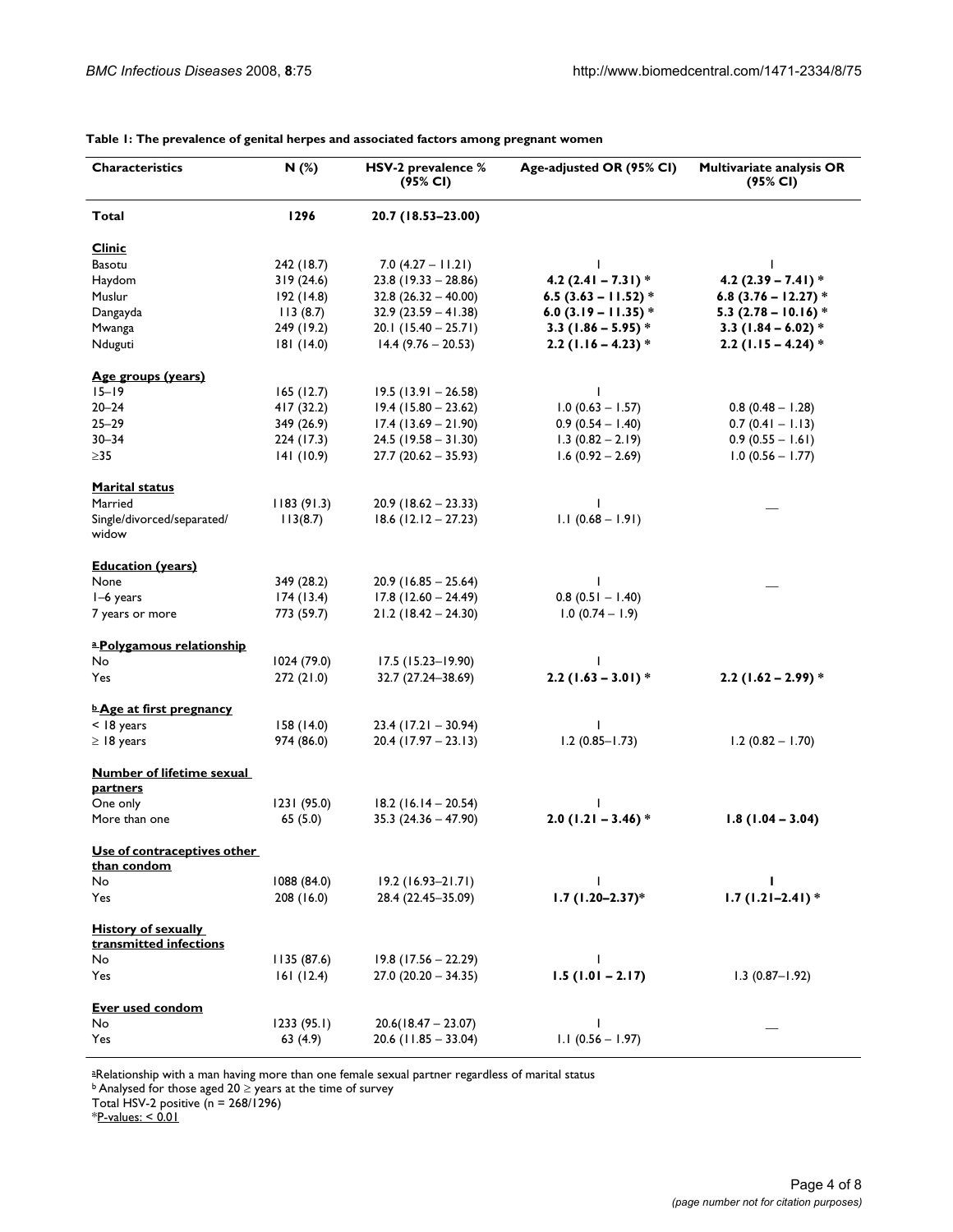**Table 1: The prevalence of genital herpes and associated factors among pregnant women**

| Characteristics | N (%) | HSV-2 prevalence % (95% CI) | Age-adjusted OR (95% CI) | Multivariate analysis OR (95% CI) |
|---|---|---|---|---|
| **Total** | **1296** | **20.7 (18.53–23.00)** | | |
| **Clinic** | | | | |
| Basotu | 242 (18.7) | 7.0 (4.27 – 11.21) | 1 | 1 |
| Haydom | 319 (24.6) | 23.8 (19.33 – 28.86) | **4.2 (2.41 – 7.31) *** | **4.2 (2.39 – 7.41) *** |
| Muslur | 192 (14.8) | 32.8 (26.32 – 40.00) | **6.5 (3.63 – 11.52) *** | **6.8 (3.76 – 12.27) *** |
| Dangayda | 113 (8.7) | 32.9 (23.59 – 41.38) | **6.0 (3.19 – 11.35) *** | **5.3 (2.78 – 10.16) *** |
| Mwanga | 249 (19.2) | 20.1 (15.40 – 25.71) | **3.3 (1.86 – 5.95) *** | **3.3 (1.84 – 6.02) *** |
| Nduguti | 181 (14.0) | 14.4 (9.76 – 20.53) | **2.2 (1.16 – 4.23) *** | **2.2 (1.15 – 4.24) *** |
| **Age groups (years)** | | | | |
| 15–19 | 165 (12.7) | 19.5 (13.91 – 26.58) | 1 | |
| 20–24 | 417 (32.2) | 19.4 (15.80 – 23.62) | 1.0 (0.63 – 1.57) | 0.8 (0.48 – 1.28) |
| 25–29 | 349 (26.9) | 17.4 (13.69 – 21.90) | 0.9 (0.54 – 1.40) | 0.7 (0.41 – 1.13) |
| 30–34 | 224 (17.3) | 24.5 (19.58 – 31.30) | 1.3 (0.82 – 2.19) | 0.9 (0.55 – 1.61) |
| ≥35 | 141 (10.9) | 27.7 (20.62 – 35.93) | 1.6 (0.92 – 2.69) | 1.0 (0.56 – 1.77) |
| **Marital status** | | | | |
| Married | 1183 (91.3) | 20.9 (18.62 – 23.33) | 1 | — |
| Single/divorced/separated/widow | 113(8.7) | 18.6 (12.12 – 27.23) | 1.1 (0.68 – 1.91) | |
| **Education (years)** | | | | |
| None | 349 (28.2) | 20.9 (16.85 – 25.64) | 1 | — |
| 1–6 years | 174 (13.4) | 17.8 (12.60 – 24.49) | 0.8 (0.51 – 1.40) | |
| 7 years or more | 773 (59.7) | 21.2 (18.42 – 24.30) | 1.0 (0.74 – 1.9) | |
| **[a] Polygamous relationship** | | | | |
| No | 1024 (79.0) | 17.5 (15.23–19.90) | 1 | |
| Yes | 272 (21.0) | 32.7 (27.24–38.69) | **2.2 (1.63 – 3.01) *** | **2.2 (1.62 – 2.99) *** |
| **[b] Age at first pregnancy** | | | | |
| < 18 years | 158 (14.0) | 23.4 (17.21 – 30.94) | 1 | |
| ≥ 18 years | 974 (86.0) | 20.4 (17.97 – 23.13) | 1.2 (0.85–1.73) | 1.2 (0.82 – 1.70) |
| **Number of lifetime sexual partners** | | | | |
| One only | 1231 (95.0) | 18.2 (16.14 – 20.54) | 1 | |
| More than one | 65 (5.0) | 35.3 (24.36 – 47.90) | **2.0 (1.21 – 3.46) *** | **1.8 (1.04 – 3.04)** |
| **Use of contraceptives other than condom** | | | | |
| No | 1088 (84.0) | 19.2 (16.93–21.71) | 1 | **1** |
| Yes | 208 (16.0) | 28.4 (22.45–35.09) | **1.7 (1.20–2.37)*** | **1.7 (1.21–2.41) *** |
| **History of sexually transmitted infections** | | | | |
| No | 1135 (87.6) | 19.8 (17.56 – 22.29) | 1 | |
| Yes | 161 (12.4) | 27.0 (20.20 – 34.35) | **1.5 (1.01 – 2.17)** | 1.3 (0.87–1.92) |
| **Ever used condom** | | | | |
| No | 1233 (95.1) | 20.6(18.47 – 23.07) | 1 | — |
| Yes | 63 (4.9) | 20.6 (11.85 – 33.04) | 1.1 (0.56 – 1.97) | |

[a] Relationship with a man having more than one female sexual partner regardless of marital status
[b] Analysed for those aged 20 ≥ years at the time of survey
Total HSV-2 positive (n = 268/1296)
*P-values: < 0.01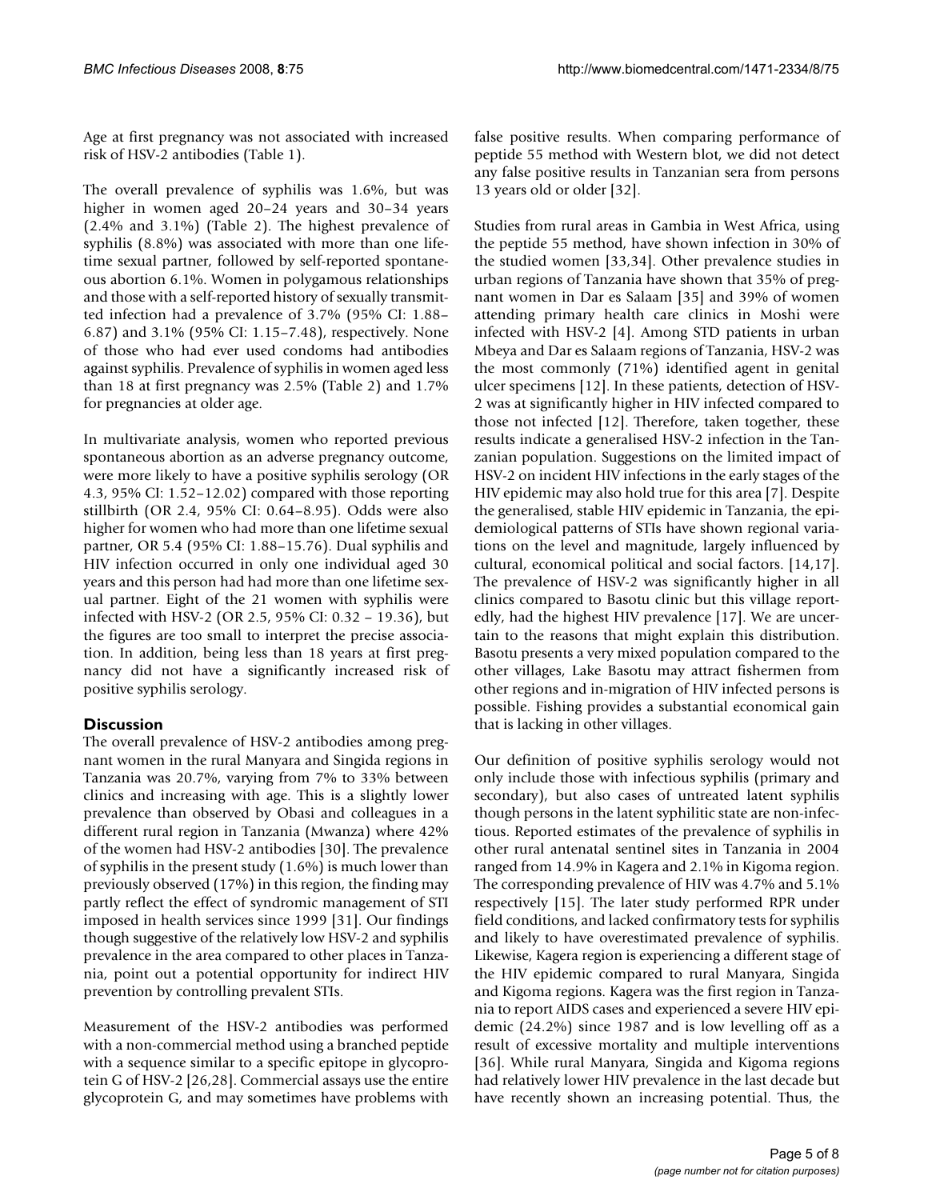Age at first pregnancy was not associated with increased risk of HSV-2 antibodies (Table 1).

The overall prevalence of syphilis was 1.6%, but was higher in women aged 20–24 years and 30–34 years (2.4% and 3.1%) (Table 2). The highest prevalence of syphilis (8.8%) was associated with more than one lifetime sexual partner, followed by self-reported spontaneous abortion 6.1%. Women in polygamous relationships and those with a self-reported history of sexually transmitted infection had a prevalence of 3.7% (95% CI: 1.88–6.87) and 3.1% (95% CI: 1.15–7.48), respectively. None of those who had ever used condoms had antibodies against syphilis. Prevalence of syphilis in women aged less than 18 at first pregnancy was 2.5% (Table 2) and 1.7% for pregnancies at older age.

In multivariate analysis, women who reported previous spontaneous abortion as an adverse pregnancy outcome, were more likely to have a positive syphilis serology (OR 4.3, 95% CI: 1.52–12.02) compared with those reporting stillbirth (OR 2.4, 95% CI: 0.64–8.95). Odds were also higher for women who had more than one lifetime sexual partner, OR 5.4 (95% CI: 1.88–15.76). Dual syphilis and HIV infection occurred in only one individual aged 30 years and this person had had more than one lifetime sexual partner. Eight of the 21 women with syphilis were infected with HSV-2 (OR 2.5, 95% CI: 0.32 – 19.36), but the figures are too small to interpret the precise association. In addition, being less than 18 years at first pregnancy did not have a significantly increased risk of positive syphilis serology.

## Discussion

The overall prevalence of HSV-2 antibodies among pregnant women in the rural Manyara and Singida regions in Tanzania was 20.7%, varying from 7% to 33% between clinics and increasing with age. This is a slightly lower prevalence than observed by Obasi and colleagues in a different rural region in Tanzania (Mwanza) where 42% of the women had HSV-2 antibodies [30]. The prevalence of syphilis in the present study (1.6%) is much lower than previously observed (17%) in this region, the finding may partly reflect the effect of syndromic management of STI imposed in health services since 1999 [31]. Our findings though suggestive of the relatively low HSV-2 and syphilis prevalence in the area compared to other places in Tanzania, point out a potential opportunity for indirect HIV prevention by controlling prevalent STIs.

Measurement of the HSV-2 antibodies was performed with a non-commercial method using a branched peptide with a sequence similar to a specific epitope in glycoprotein G of HSV-2 [26,28]. Commercial assays use the entire glycoprotein G, and may sometimes have problems with false positive results. When comparing performance of peptide 55 method with Western blot, we did not detect any false positive results in Tanzanian sera from persons 13 years old or older [32].

Studies from rural areas in Gambia in West Africa, using the peptide 55 method, have shown infection in 30% of the studied women [33,34]. Other prevalence studies in urban regions of Tanzania have shown that 35% of pregnant women in Dar es Salaam [35] and 39% of women attending primary health care clinics in Moshi were infected with HSV-2 [4]. Among STD patients in urban Mbeya and Dar es Salaam regions of Tanzania, HSV-2 was the most commonly (71%) identified agent in genital ulcer specimens [12]. In these patients, detection of HSV-2 was at significantly higher in HIV infected compared to those not infected [12]. Therefore, taken together, these results indicate a generalised HSV-2 infection in the Tanzanian population. Suggestions on the limited impact of HSV-2 on incident HIV infections in the early stages of the HIV epidemic may also hold true for this area [7]. Despite the generalised, stable HIV epidemic in Tanzania, the epidemiological patterns of STIs have shown regional variations on the level and magnitude, largely influenced by cultural, economical political and social factors. [14,17]. The prevalence of HSV-2 was significantly higher in all clinics compared to Basotu clinic but this village reportedly, had the highest HIV prevalence [17]. We are uncertain to the reasons that might explain this distribution. Basotu presents a very mixed population compared to the other villages, Lake Basotu may attract fishermen from other regions and in-migration of HIV infected persons is possible. Fishing provides a substantial economical gain that is lacking in other villages.

Our definition of positive syphilis serology would not only include those with infectious syphilis (primary and secondary), but also cases of untreated latent syphilis though persons in the latent syphilitic state are non-infectious. Reported estimates of the prevalence of syphilis in other rural antenatal sentinel sites in Tanzania in 2004 ranged from 14.9% in Kagera and 2.1% in Kigoma region. The corresponding prevalence of HIV was 4.7% and 5.1% respectively [15]. The later study performed RPR under field conditions, and lacked confirmatory tests for syphilis and likely to have overestimated prevalence of syphilis. Likewise, Kagera region is experiencing a different stage of the HIV epidemic compared to rural Manyara, Singida and Kigoma regions. Kagera was the first region in Tanzania to report AIDS cases and experienced a severe HIV epidemic (24.2%) since 1987 and is low levelling off as a result of excessive mortality and multiple interventions [36]. While rural Manyara, Singida and Kigoma regions had relatively lower HIV prevalence in the last decade but have recently shown an increasing potential. Thus, the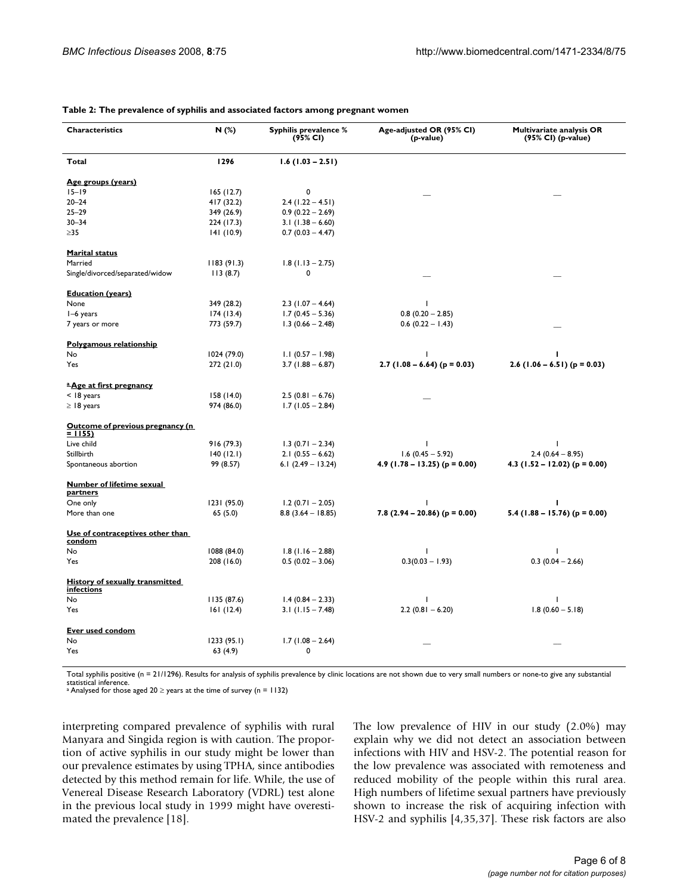**Table 2: The prevalence of syphilis and associated factors among pregnant women**

| Characteristics | N (%) | Syphilis prevalence % (95% CI) | Age-adjusted OR (95% CI) (p-value) | Multivariate analysis OR (95% CI) (p-value) |
|---|---|---|---|---|
| **Total** | **1296** | **1.6 (1.03 – 2.51)** | | |
| **Age groups (years)** | | | | |
| 15–19 | 165 (12.7) | 0 | — | — |
| 20–24 | 417 (32.2) | 2.4 (1.22 – 4.51) | | |
| 25–29 | 349 (26.9) | 0.9 (0.22 – 2.69) | | |
| 30–34 | 224 (17.3) | 3.1 (1.38 – 6.60) | | |
| ≥35 | 141 (10.9) | 0.7 (0.03 – 4.47) | | |
| **Marital status** | | | | |
| Married | 1183 (91.3) | 1.8 (1.13 – 2.75) | | |
| Single/divorced/separated/widow | 113 (8.7) | 0 | — | — |
| **Education (years)** | | | | |
| None | 349 (28.2) | 2.3 (1.07 – 4.64) | 1 | |
| 1–6 years | 174 (13.4) | 1.7 (0.45 – 5.36) | 0.8 (0.20 – 2.85) | |
| 7 years or more | 773 (59.7) | 1.3 (0.66 – 2.48) | 0.6 (0.22 – 1.43) | — |
| **Polygamous relationship** | | | | |
| No | 1024 (79.0) | 1.1 (0.57 – 1.98) | 1 | 1 |
| Yes | 272 (21.0) | 3.7 (1.88 – 6.87) | **2.7 (1.08 – 6.64) (p = 0.03)** | **2.6 (1.06 – 6.51) (p = 0.03)** |
| **[a] Age at first pregnancy** | | | | |
| < 18 years | 158 (14.0) | 2.5 (0.81 – 6.76) | — | |
| ≥ 18 years | 974 (86.0) | 1.7 (1.05 – 2.84) | | |
| **Outcome of previous pregnancy (n = 1155)** | | | | |
| Live child | 916 (79.3) | 1.3 (0.71 – 2.34) | 1 | 1 |
| Stillbirth | 140 (12.1) | 2.1 (0.55 – 6.62) | 1.6 (0.45 – 5.92) | 2.4 (0.64 – 8.95) |
| Spontaneous abortion | 99 (8.57) | 6.1 (2.49 – 13.24) | **4.9 (1.78 – 13.25) (p = 0.00)** | **4.3 (1.52 – 12.02) (p = 0.00)** |
| **Number of lifetime sexual partners** | | | | |
| One only | 1231 (95.0) | 1.2 (0.71 – 2.05) | 1 | 1 |
| More than one | 65 (5.0) | 8.8 (3.64 – 18.85) | **7.8 (2.94 – 20.86) (p = 0.00)** | **5.4 (1.88 – 15.76) (p = 0.00)** |
| **Use of contraceptives other than condom** | | | | |
| No | 1088 (84.0) | 1.8 (1.16 – 2.88) | 1 | 1 |
| Yes | 208 (16.0) | 0.5 (0.02 – 3.06) | 0.3(0.03 – 1.93) | 0.3 (0.04 – 2.66) |
| **History of sexually transmitted infections** | | | | |
| No | 1135 (87.6) | 1.4 (0.84 – 2.33) | 1 | 1 |
| Yes | 161 (12.4) | 3.1 (1.15 – 7.48) | 2.2 (0.81 – 6.20) | 1.8 (0.60 – 5.18) |
| **Ever used condom** | | | | |
| No | 1233 (95.1) | 1.7 (1.08 – 2.64) | — | — |
| Yes | 63 (4.9) | 0 | | |

Total syphilis positive (n = 21/1296). Results for analysis of syphilis prevalence by clinic locations are not shown due to very small numbers or none-to give any substantial statistical inference.
[a] Analysed for those aged 20 ≥ years at the time of survey (n = 1132)

interpreting compared prevalence of syphilis with rural Manyara and Singida region is with caution. The proportion of active syphilis in our study might be lower than our prevalence estimates by using TPHA, since antibodies detected by this method remain for life. While, the use of Venereal Disease Research Laboratory (VDRL) test alone in the previous local study in 1999 might have overestimated the prevalence [18].

The low prevalence of HIV in our study (2.0%) may explain why we did not detect an association between infections with HIV and HSV-2. The potential reason for the low prevalence was associated with remoteness and reduced mobility of the people within this rural area. High numbers of lifetime sexual partners have previously shown to increase the risk of acquiring infection with HSV-2 and syphilis [4,35,37]. These risk factors are also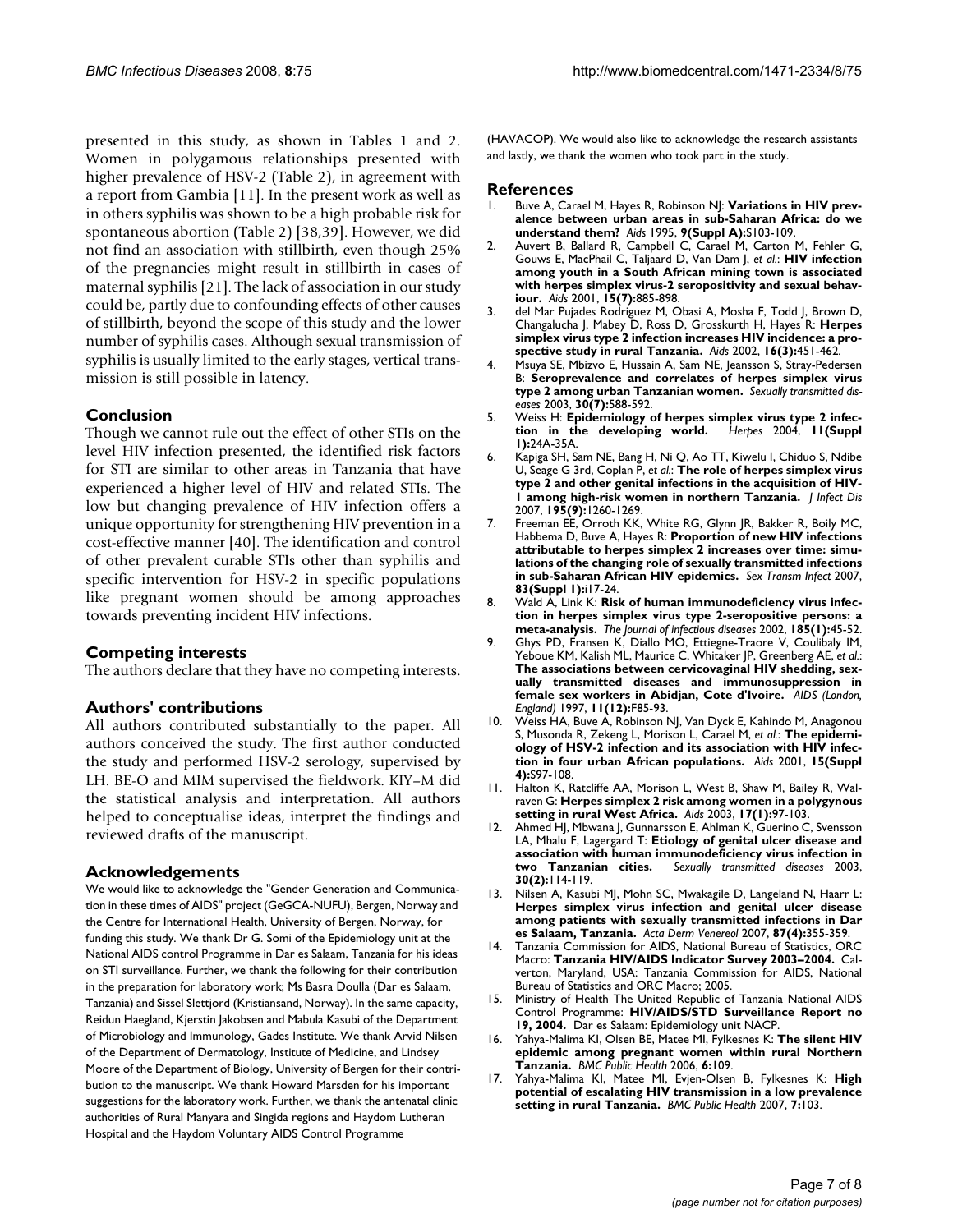presented in this study, as shown in Tables 1 and 2. Women in polygamous relationships presented with higher prevalence of HSV-2 (Table 2), in agreement with a report from Gambia [11]. In the present work as well as in others syphilis was shown to be a high probable risk for spontaneous abortion (Table 2) [38,39]. However, we did not find an association with stillbirth, even though 25% of the pregnancies might result in stillbirth in cases of maternal syphilis [21]. The lack of association in our study could be, partly due to confounding effects of other causes of stillbirth, beyond the scope of this study and the lower number of syphilis cases. Although sexual transmission of syphilis is usually limited to the early stages, vertical transmission is still possible in latency.

## Conclusion

Though we cannot rule out the effect of other STIs on the level HIV infection presented, the identified risk factors for STI are similar to other areas in Tanzania that have experienced a higher level of HIV and related STIs. The low but changing prevalence of HIV infection offers a unique opportunity for strengthening HIV prevention in a cost-effective manner [40]. The identification and control of other prevalent curable STIs other than syphilis and specific intervention for HSV-2 in specific populations like pregnant women should be among approaches towards preventing incident HIV infections.

## Competing interests

The authors declare that they have no competing interests.

## Authors' contributions

All authors contributed substantially to the paper. All authors conceived the study. The first author conducted the study and performed HSV-2 serology, supervised by LH. BE-O and MIM supervised the fieldwork. KIY–M did the statistical analysis and interpretation. All authors helped to conceptualise ideas, interpret the findings and reviewed drafts of the manuscript.

## Acknowledgements

We would like to acknowledge the "Gender Generation and Communication in these times of AIDS" project (GeGCA-NUFU), Bergen, Norway and the Centre for International Health, University of Bergen, Norway, for funding this study. We thank Dr G. Somi of the Epidemiology unit at the National AIDS control Programme in Dar es Salaam, Tanzania for his ideas on STI surveillance. Further, we thank the following for their contribution in the preparation for laboratory work; Ms Basra Doulla (Dar es Salaam, Tanzania) and Sissel Slettjord (Kristiansand, Norway). In the same capacity, Reidun Haegeland, Kjerstin Jakobsen and Mabula Kasubi of the Department of Microbiology and Immunology, Gades Institute. We thank Arvid Nilsen of the Department of Dermatology, Institute of Medicine, and Lindsey Moore of the Department of Biology, University of Bergen for their contribution to the manuscript. We thank Howard Marsden for his important suggestions for the laboratory work. Further, we thank the antenatal clinic authorities of Rural Manyara and Singida regions and Haydom Lutheran Hospital and the Haydom Voluntary AIDS Control Programme (HAVACOP). We would also like to acknowledge the research assistants and lastly, we thank the women who took part in the study.

## References

1. Buve A, Carael M, Hayes R, Robinson NJ: **Variations in HIV prevalence between urban areas in sub-Saharan Africa: do we understand them?** *Aids* 1995, **9(Suppl A):**S103-109.
2. Auvert B, Ballard R, Campbell C, Carael M, Carton M, Fehler G, Gouws E, MacPhail C, Taljaard D, Van Dam J, *et al.*: **HIV infection among youth in a South African mining town is associated with herpes simplex virus-2 seropositivity and sexual behaviour.** *Aids* 2001, **15(7):**885-898.
3. del Mar Pujades Rodriguez M, Obasi A, Mosha F, Todd J, Brown D, Changalucha J, Mabey D, Ross D, Grosskurth H, Hayes R: **Herpes simplex virus type 2 infection increases HIV incidence: a prospective study in rural Tanzania.** *Aids* 2002, **16(3):**451-462.
4. Msuya SE, Mbizvo E, Hussain A, Sam NE, Jeansson S, Stray-Pedersen B: **Seroprevalence and correlates of herpes simplex virus type 2 among urban Tanzanian women.** *Sexually transmitted diseases* 2003, **30(7):**588-592.
5. Weiss H: **Epidemiology of herpes simplex virus type 2 infection in the developing world.** *Herpes* 2004, **11(Suppl 1):**24A-35A.
6. Kapiga SH, Sam NE, Bang H, Ni Q, Ao TT, Kiwelu I, Chiduo S, Ndibe U, Seage G 3rd, Coplan P, *et al.*: **The role of herpes simplex virus type 2 and other genital infections in the acquisition of HIV-1 among high-risk women in northern Tanzania.** *J Infect Dis* 2007, **195(9):**1260-1269.
7. Freeman EE, Orroth KK, White RG, Glynn JR, Bakker R, Boily MC, Habbema D, Buve A, Hayes R: **Proportion of new HIV infections attributable to herpes simplex 2 increases over time: simulations of the changing role of sexually transmitted infections in sub-Saharan African HIV epidemics.** *Sex Transm Infect* 2007, **83(Suppl 1):**i17-24.
8. Wald A, Link K: **Risk of human immunodeficiency virus infection in herpes simplex virus type 2-seropositive persons: a meta-analysis.** *The Journal of infectious diseases* 2002, **185(1):**45-52.
9. Ghys PD, Fransen K, Diallo MO, Ettiegne-Traore V, Coulibaly IM, Yeboue KM, Kalish ML, Maurice C, Whitaker JP, Greenberg AE, *et al.*: **The associations between cervicovaginal HIV shedding, sexually transmitted diseases and immunosuppression in female sex workers in Abidjan, Cote d'Ivoire.** *AIDS (London, England)* 1997, **11(12):**F85-93.
10. Weiss HA, Buve A, Robinson NJ, Van Dyck E, Kahindo M, Anagonou S, Musonda R, Zekeng L, Morison L, Carael M, *et al.*: **The epidemiology of HSV-2 infection and its association with HIV infection in four urban African populations.** *Aids* 2001, **15(Suppl 4):**S97-108.
11. Halton K, Ratcliffe AA, Morison L, West B, Shaw M, Bailey R, Walraven G: **Herpes simplex 2 risk among women in a polygynous setting in rural West Africa.** *Aids* 2003, **17(1):**97-103.
12. Ahmed HJ, Mbwana J, Gunnarsson E, Ahlman K, Guerino C, Svensson LA, Mhalu F, Lagergard T: **Etiology of genital ulcer disease and association with human immunodeficiency virus infection in two Tanzanian cities.** *Sexually transmitted diseases* 2003, **30(2):**114-119.
13. Nilsen A, Kasubi MJ, Mohn SC, Mwakagile D, Langeland N, Haarr L: **Herpes simplex virus infection and genital ulcer disease among patients with sexually transmitted infections in Dar es Salaam, Tanzania.** *Acta Derm Venereol* 2007, **87(4):**355-359.
14. Tanzania Commission for AIDS, National Bureau of Statistics, ORC Macro: **Tanzania HIV/AIDS Indicator Survey 2003–2004.** Calverton, Maryland, USA: Tanzania Commission for AIDS, National Bureau of Statistics and ORC Macro; 2005.
15. Ministry of Health The United Republic of Tanzania National AIDS Control Programme: **HIV/AIDS/STD Surveillance Report no 19, 2004.** Dar es Salaam: Epidemiology unit NACP.
16. Yahya-Malima KI, Olsen BE, Matee MI, Fylkesnes K: **The silent HIV epidemic among pregnant women within rural Northern Tanzania.** *BMC Public Health* 2006, **6:**109.
17. Yahya-Malima KI, Matee MI, Evjen-Olsen B, Fylkesnes K: **High potential of escalating HIV transmission in a low prevalence setting in rural Tanzania.** *BMC Public Health* 2007, **7:**103.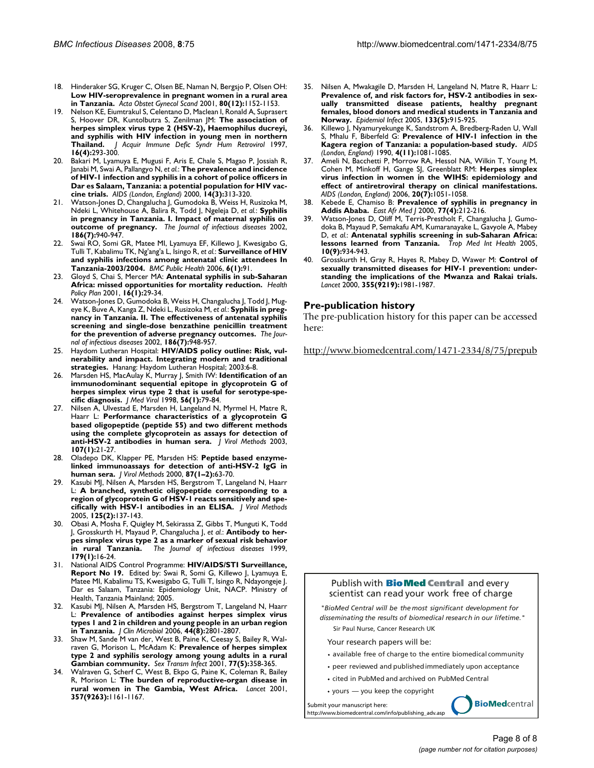18. Hinderaker SG, Kruger C, Olsen BE, Naman N, Bergsjo P, Olsen OH: **Low HIV-seroprevalence in pregnant women in a rural area in Tanzania.** *Acta Obstet Gynecol Scand* 2001, **80(12):**1152-1153.
19. Nelson KE, Eiumtrakul S, Celentano D, Maclean I, Ronald A, Suprasert S, Hoover DR, Kuntolbutra S, Zenilman JM: **The association of herpes simplex virus type 2 (HSV-2), Haemophilus ducreyi, and syphilis with HIV infection in young men in northern Thailand.** *J Acquir Immune Defic Syndr Hum Retrovirol* 1997, **16(4):**293-300.
20. Bakari M, Lyamuya E, Mugusi F, Aris E, Chale S, Magao P, Jossiah R, Janabi M, Swai A, Pallangyo N, *et al.*: **The prevalence and incidence of HIV-1 infection and syphilis in a cohort of police officers in Dar es Salaam, Tanzania: a potential population for HIV vaccine trials.** *AIDS (London, England)* 2000, **14(3):**313-320.
21. Watson-Jones D, Changalucha J, Gumodoka B, Weiss H, Rusizoka M, Ndeki L, Whitehouse A, Balira R, Todd J, Ngeleja D, *et al.*: **Syphilis in pregnancy in Tanzania. I. Impact of maternal syphilis on outcome of pregnancy.** *The Journal of infectious diseases* 2002, **186(7):**940-947.
22. Swai RO, Somi GR, Matee MI, Lyamuya EF, Killewo J, Kwesigabo G, Tulli T, Kabalimu TK, Ng'ang'a L, Isingo R, *et al.*: **Surveillance of HIV and syphilis infections among antenatal clinic attendees In Tanzania-2003/2004.** *BMC Public Health* 2006, **6(1):**91.
23. Gloyd S, Chai S, Mercer MA: **Antenatal syphilis in sub-Saharan Africa: missed opportunities for mortality reduction.** *Health Policy Plan* 2001, **16(1):**29-34.
24. Watson-Jones D, Gumodoka B, Weiss H, Changalucha J, Todd J, Mugeye K, Buve A, Kanga Z, Ndeki L, Rusizoka M, *et al.*: **Syphilis in pregnancy in Tanzania. II. The effectiveness of antenatal syphilis screening and single-dose benzathine penicillin treatment for the prevention of adverse pregnancy outcomes.** *The Journal of infectious diseases* 2002, **186(7):**948-957.
25. Haydom Lutheran Hospital: **HIV/AIDS policy outline: Risk, vulnerability and impact. Integrating modern and traditional strategies.** Hanang: Haydom Lutheran Hospital; 2003:6-8.
26. Marsden HS, MacAulay K, Murray J, Smith IW: **Identification of an immunodominant sequential epitope in glycoprotein G of herpes simplex virus type 2 that is useful for serotype-specific diagnosis.** *J Med Virol* 1998, **56(1):**79-84.
27. Nilsen A, Ulvestad E, Marsden H, Langeland N, Myrmel H, Matre R, Haarr L: **Performance characteristics of a glycoprotein G based oligopeptide (peptide 55) and two different methods using the complete glycoprotein as assays for detection of anti-HSV-2 antibodies in human sera.** *J Virol Methods* 2003, **107(1):**21-27.
28. Oladepo DK, Klapper PE, Marsden HS: **Peptide based enzyme-linked immunoassays for detection of anti-HSV-2 IgG in human sera.** *J Virol Methods* 2000, **87(1–2):**63-70.
29. Kasubi MJ, Nilsen A, Marsden HS, Bergstrom T, Langeland N, Haarr L: **A branched, synthetic oligopeptide corresponding to a region of glycoprotein G of HSV-1 reacts sensitively and specifically with HSV-1 antibodies in an ELISA.** *J Virol Methods* 2005, **125(2):**137-143.
30. Obasi A, Mosha F, Quigley M, Sekirassa Z, Gibbs T, Munguti K, Todd J, Grosskurth H, Mayaud P, Changalucha J, *et al.*: **Antibody to herpes simplex virus type 2 as a marker of sexual risk behavior in rural Tanzania.** *The Journal of infectious diseases* 1999, **179(1):**16-24.
31. National AIDS Control Programme: **HIV/AIDS/STI Surveillance, Report No 19.** Edited by: Swai R, Somi G, Killewo J, Lyamuya E, Matee MI, Kabalimu TS, Kwesigabo G, Tulli T, Isingo R, Ndayongeje J. Dar es Salaam, Tanzania: Epidemiology Unit, NACP. Ministry of Health, Tanzania Mainland; 2005.
32. Kasubi MJ, Nilsen A, Marsden HS, Bergstrom T, Langeland N, Haarr L: **Prevalence of antibodies against herpes simplex virus types 1 and 2 in children and young people in an urban region in Tanzania.** *J Clin Microbiol* 2006, **44(8):**2801-2807.
33. Shaw M, Sande M van der, West B, Paine K, Ceesay S, Bailey R, Walraven G, Morison L, McAdam K: **Prevalence of herpes simplex type 2 and syphilis serology among young adults in a rural Gambian community.** *Sex Transm Infect* 2001, **77(5):**358-365.
34. Walraven G, Scherf C, West B, Ekpo G, Paine K, Coleman R, Bailey R, Morison L: **The burden of reproductive-organ disease in rural women in The Gambia, West Africa.** *Lancet* 2001, **357(9263):**1161-1167.
35. Nilsen A, Mwakagile D, Marsden H, Langeland N, Matre R, Haarr L: **Prevalence of, and risk factors for, HSV-2 antibodies in sexually transmitted disease patients, healthy pregnant females, blood donors and medical students in Tanzania and Norway.** *Epidemiol Infect* 2005, **133(5):**915-925.
36. Killewo J, Nyamuryekunge K, Sandstrom A, Bredberg-Raden U, Wall S, Mhalu F, Biberfeld G: **Prevalence of HIV-1 infection in the Kagera region of Tanzania: a population-based study.** *AIDS (London, England)* 1990, **4(11):**1081-1085.
37. Ameli N, Bacchetti P, Morrow RA, Hessol NA, Wilkin T, Young M, Cohen M, Minkoff H, Gange SJ, Greenblatt RM: **Herpes simplex virus infection in women in the WIHS: epidemiology and effect of antiretroviral therapy on clinical manifestations.** *AIDS (London, England)* 2006, **20(7):**1051-1058.
38. Kebede E, Chamiso B: **Prevalence of syphilis in pregnancy in Addis Ababa.** *East Afr Med J* 2000, **77(4):**212-216.
39. Watson-Jones D, Oliff M, Terris-Prestholt F, Changalucha J, Gumodoka B, Mayaud P, Semakafu AM, Kumaranayake L, Gavyole A, Mabey D, *et al.*: **Antenatal syphilis screening in sub-Saharan Africa: lessons learned from Tanzania.** *Trop Med Int Health* 2005, **10(9):**934-943.
40. Grosskurth H, Gray R, Hayes R, Mabey D, Wawer M: **Control of sexually transmitted diseases for HIV-1 prevention: understanding the implications of the Mwanza and Rakai trials.** *Lancet* 2000, **355(9219):**1981-1987.

## Pre-publication history

The pre-publication history for this paper can be accessed here:

http://www.biomedcentral.com/1471-2334/8/75/prepub

Publish with **BioMed Central** and every scientist can read your work free of charge

*"BioMed Central will be the most significant development for disseminating the results of biomedical research in our lifetime."*

Sir Paul Nurse, Cancer Research UK

Your research papers will be:

- available free of charge to the entire biomedical community
- peer reviewed and published immediately upon acceptance
- cited in PubMed and archived on PubMed Central
- yours — you keep the copyright

Submit your manuscript here:
http://www.biomedcentral.com/info/publishing_adv.asp

BioMedcentral